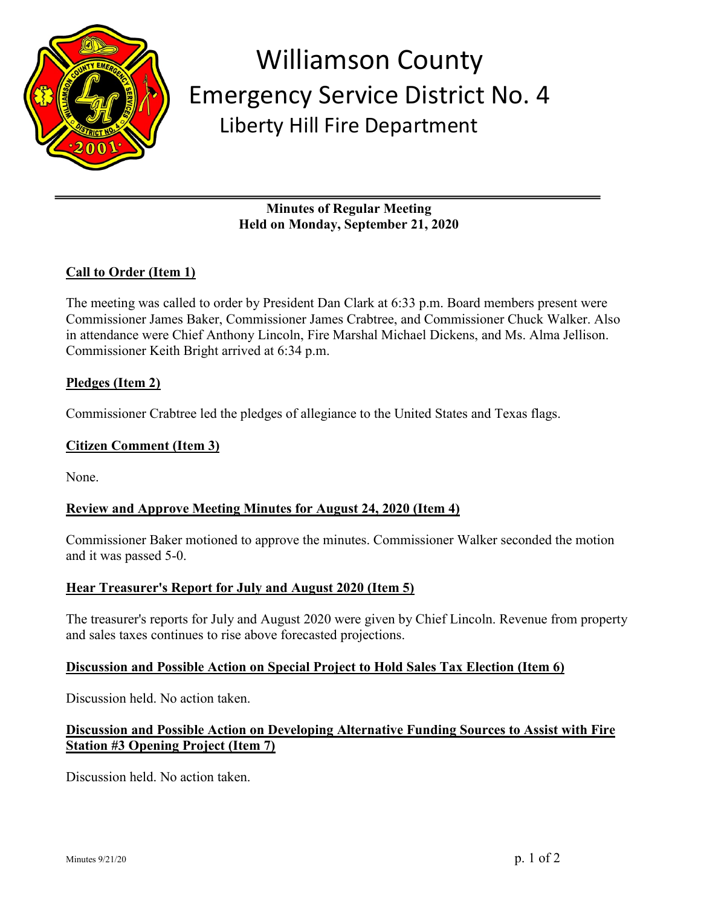# Williamson County
## Emergency Service District No. 4
### Liberty Hill Fire Department

**Minutes of Regular Meeting**
**Held on Monday, September 21, 2020**

**Call to Order (Item 1)**

The meeting was called to order by President Dan Clark at 6:33 p.m. Board members present were Commissioner James Baker, Commissioner James Crabtree, and Commissioner Chuck Walker. Also in attendance were Chief Anthony Lincoln, Fire Marshal Michael Dickens, and Ms. Alma Jellison. Commissioner Keith Bright arrived at 6:34 p.m.

**Pledges (Item 2)**

Commissioner Crabtree led the pledges of allegiance to the United States and Texas flags.

**Citizen Comment (Item 3)**

None.

**Review and Approve Meeting Minutes for August 24, 2020 (Item 4)**

Commissioner Baker motioned to approve the minutes. Commissioner Walker seconded the motion and it was passed 5-0.

**Hear Treasurer's Report for July and August 2020 (Item 5)**

The treasurer's reports for July and August 2020 were given by Chief Lincoln. Revenue from property and sales taxes continues to rise above forecasted projections.

**Discussion and Possible Action on Special Project to Hold Sales Tax Election (Item 6)**

Discussion held. No action taken.

**Discussion and Possible Action on Developing Alternative Funding Sources to Assist with Fire Station #3 Opening Project (Item 7)**

Discussion held. No action taken.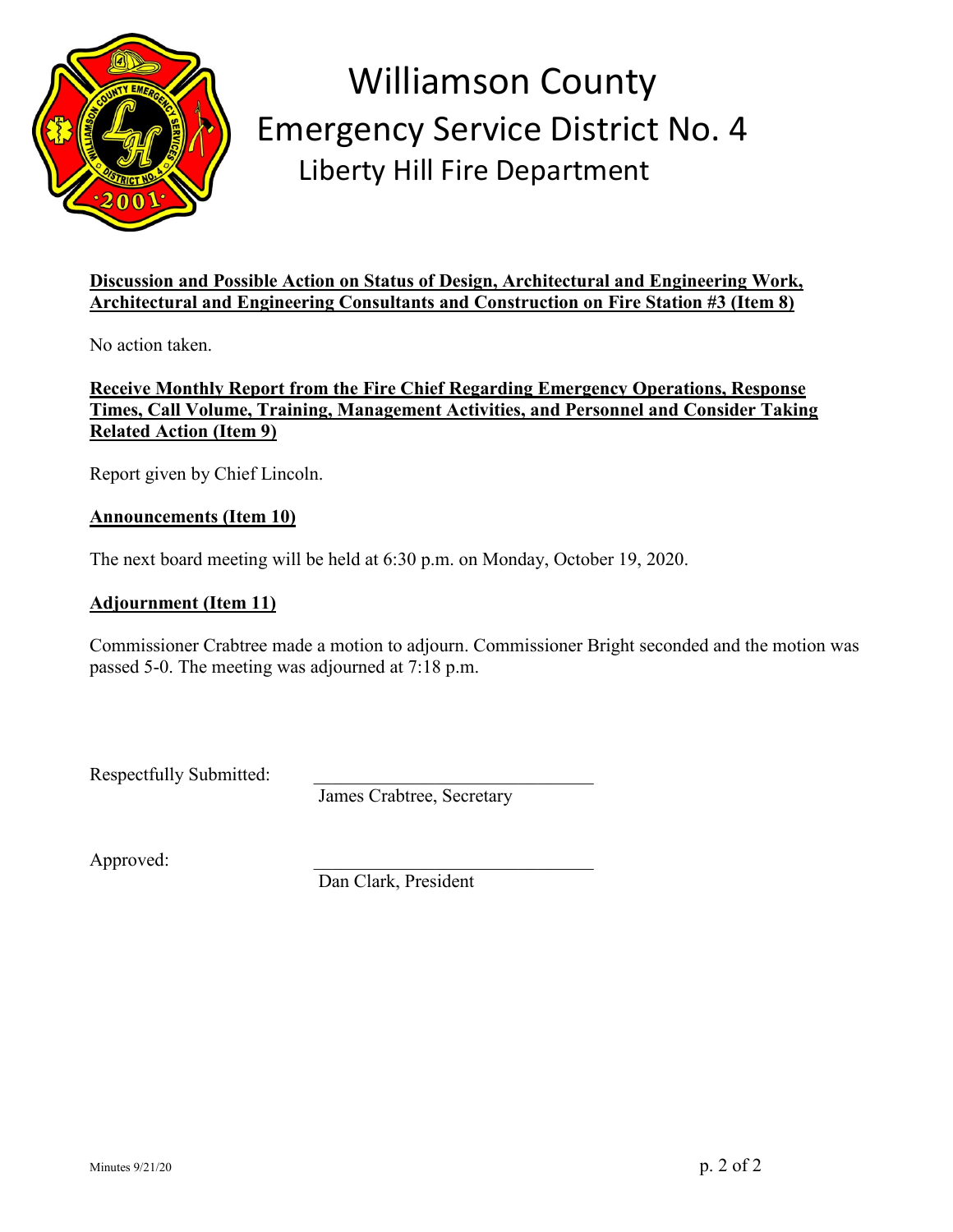# Williamson County
## Emergency Service District No. 4
### Liberty Hill Fire Department

**Discussion and Possible Action on Status of Design, Architectural and Engineering Work, Architectural and Engineering Consultants and Construction on Fire Station #3 (Item 8)**

No action taken.

**Receive Monthly Report from the Fire Chief Regarding Emergency Operations, Response Times, Call Volume, Training, Management Activities, and Personnel and Consider Taking Related Action (Item 9)**

Report given by Chief Lincoln.

**Announcements (Item 10)**

The next board meeting will be held at 6:30 p.m. on Monday, October 19, 2020.

**Adjournment (Item 11)**

Commissioner Crabtree made a motion to adjourn. Commissioner Bright seconded and the motion was passed 5-0. The meeting was adjourned at 7:18 p.m.

Respectfully Submitted: \_\_\_\_\_\_\_\_\_\_\_\_\_\_\_\_\_\_\_\_\_\_\_\_\_\_\_\_\_\_
James Crabtree, Secretary

Approved: \_\_\_\_\_\_\_\_\_\_\_\_\_\_\_\_\_\_\_\_\_\_\_\_\_\_\_\_\_\_
Dan Clark, President

Minutes 9/21/20